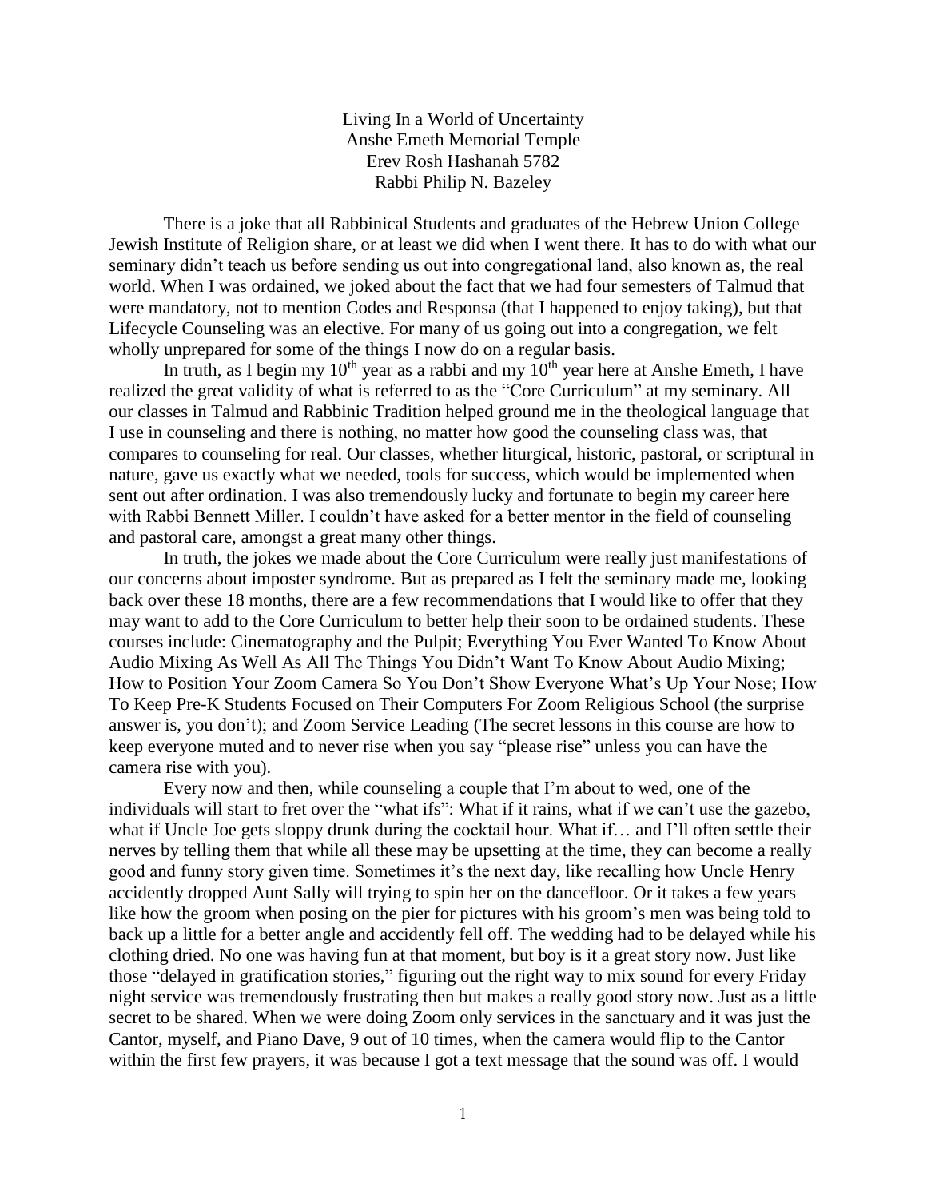Living In a World of Uncertainty
Anshe Emeth Memorial Temple
Erev Rosh Hashanah 5782
Rabbi Philip N. Bazeley

There is a joke that all Rabbinical Students and graduates of the Hebrew Union College – Jewish Institute of Religion share, or at least we did when I went there. It has to do with what our seminary didn't teach us before sending us out into congregational land, also known as, the real world. When I was ordained, we joked about the fact that we had four semesters of Talmud that were mandatory, not to mention Codes and Responsa (that I happened to enjoy taking), but that Lifecycle Counseling was an elective. For many of us going out into a congregation, we felt wholly unprepared for some of the things I now do on a regular basis.

In truth, as I begin my 10th year as a rabbi and my 10th year here at Anshe Emeth, I have realized the great validity of what is referred to as the "Core Curriculum" at my seminary. All our classes in Talmud and Rabbinic Tradition helped ground me in the theological language that I use in counseling and there is nothing, no matter how good the counseling class was, that compares to counseling for real. Our classes, whether liturgical, historic, pastoral, or scriptural in nature, gave us exactly what we needed, tools for success, which would be implemented when sent out after ordination. I was also tremendously lucky and fortunate to begin my career here with Rabbi Bennett Miller. I couldn't have asked for a better mentor in the field of counseling and pastoral care, amongst a great many other things.

In truth, the jokes we made about the Core Curriculum were really just manifestations of our concerns about imposter syndrome. But as prepared as I felt the seminary made me, looking back over these 18 months, there are a few recommendations that I would like to offer that they may want to add to the Core Curriculum to better help their soon to be ordained students. These courses include: Cinematography and the Pulpit; Everything You Ever Wanted To Know About Audio Mixing As Well As All The Things You Didn't Want To Know About Audio Mixing; How to Position Your Zoom Camera So You Don't Show Everyone What's Up Your Nose; How To Keep Pre-K Students Focused on Their Computers For Zoom Religious School (the surprise answer is, you don't); and Zoom Service Leading (The secret lessons in this course are how to keep everyone muted and to never rise when you say "please rise" unless you can have the camera rise with you).

Every now and then, while counseling a couple that I'm about to wed, one of the individuals will start to fret over the "what ifs": What if it rains, what if we can't use the gazebo, what if Uncle Joe gets sloppy drunk during the cocktail hour. What if… and I'll often settle their nerves by telling them that while all these may be upsetting at the time, they can become a really good and funny story given time. Sometimes it's the next day, like recalling how Uncle Henry accidently dropped Aunt Sally will trying to spin her on the dancefloor. Or it takes a few years like how the groom when posing on the pier for pictures with his groom's men was being told to back up a little for a better angle and accidently fell off. The wedding had to be delayed while his clothing dried. No one was having fun at that moment, but boy is it a great story now. Just like those "delayed in gratification stories," figuring out the right way to mix sound for every Friday night service was tremendously frustrating then but makes a really good story now. Just as a little secret to be shared. When we were doing Zoom only services in the sanctuary and it was just the Cantor, myself, and Piano Dave, 9 out of 10 times, when the camera would flip to the Cantor within the first few prayers, it was because I got a text message that the sound was off. I would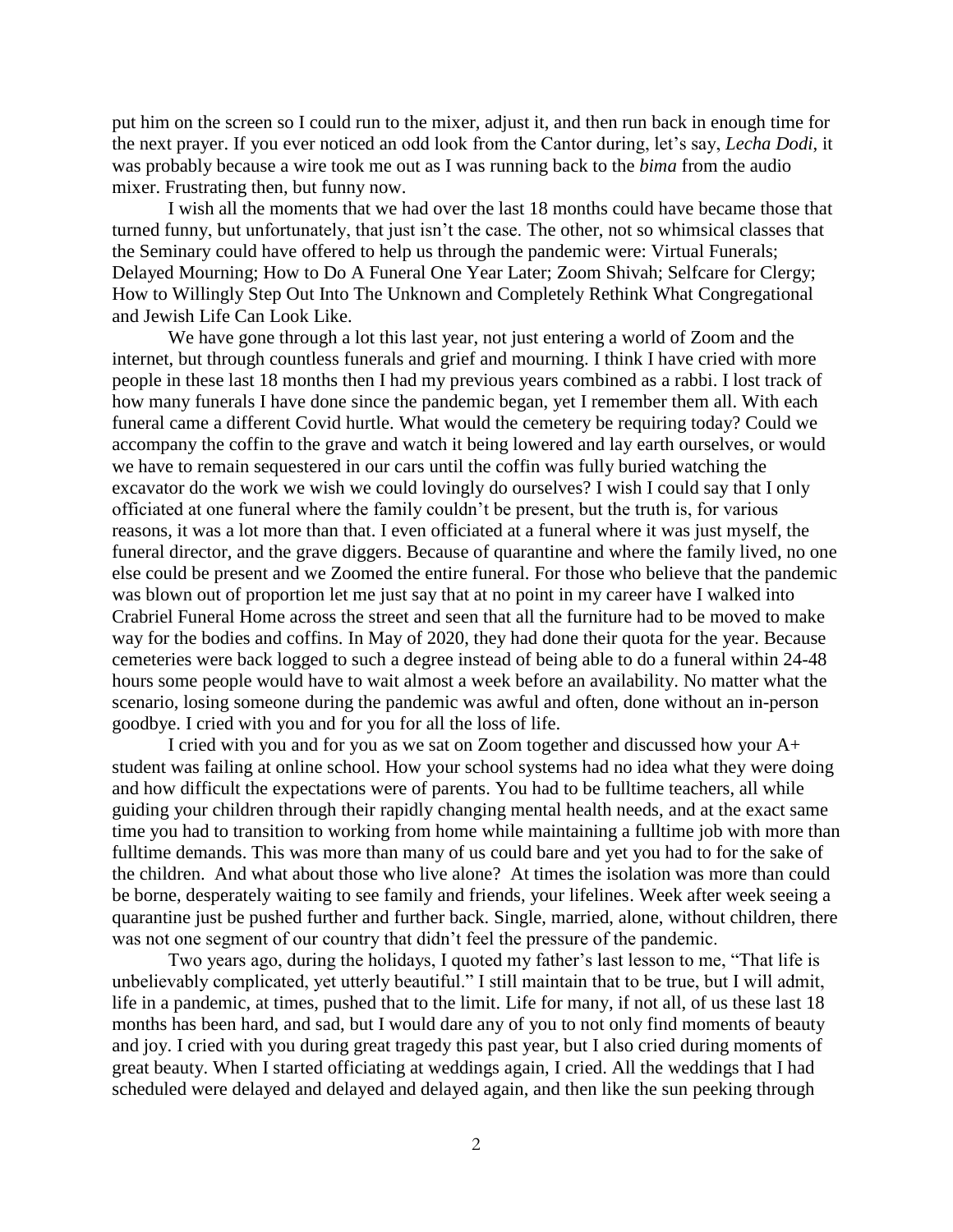put him on the screen so I could run to the mixer, adjust it, and then run back in enough time for the next prayer. If you ever noticed an odd look from the Cantor during, let's say, *Lecha Dodi*, it was probably because a wire took me out as I was running back to the *bima* from the audio mixer. Frustrating then, but funny now.

I wish all the moments that we had over the last 18 months could have became those that turned funny, but unfortunately, that just isn't the case. The other, not so whimsical classes that the Seminary could have offered to help us through the pandemic were: Virtual Funerals; Delayed Mourning; How to Do A Funeral One Year Later; Zoom Shivah; Selfcare for Clergy; How to Willingly Step Out Into The Unknown and Completely Rethink What Congregational and Jewish Life Can Look Like.

We have gone through a lot this last year, not just entering a world of Zoom and the internet, but through countless funerals and grief and mourning. I think I have cried with more people in these last 18 months then I had my previous years combined as a rabbi. I lost track of how many funerals I have done since the pandemic began, yet I remember them all. With each funeral came a different Covid hurtle. What would the cemetery be requiring today? Could we accompany the coffin to the grave and watch it being lowered and lay earth ourselves, or would we have to remain sequestered in our cars until the coffin was fully buried watching the excavator do the work we wish we could lovingly do ourselves? I wish I could say that I only officiated at one funeral where the family couldn't be present, but the truth is, for various reasons, it was a lot more than that. I even officiated at a funeral where it was just myself, the funeral director, and the grave diggers. Because of quarantine and where the family lived, no one else could be present and we Zoomed the entire funeral. For those who believe that the pandemic was blown out of proportion let me just say that at no point in my career have I walked into Crabriel Funeral Home across the street and seen that all the furniture had to be moved to make way for the bodies and coffins. In May of 2020, they had done their quota for the year. Because cemeteries were back logged to such a degree instead of being able to do a funeral within 24-48 hours some people would have to wait almost a week before an availability. No matter what the scenario, losing someone during the pandemic was awful and often, done without an in-person goodbye. I cried with you and for you for all the loss of life.

I cried with you and for you as we sat on Zoom together and discussed how your A+ student was failing at online school. How your school systems had no idea what they were doing and how difficult the expectations were of parents. You had to be fulltime teachers, all while guiding your children through their rapidly changing mental health needs, and at the exact same time you had to transition to working from home while maintaining a fulltime job with more than fulltime demands. This was more than many of us could bare and yet you had to for the sake of the children. And what about those who live alone? At times the isolation was more than could be borne, desperately waiting to see family and friends, your lifelines. Week after week seeing a quarantine just be pushed further and further back. Single, married, alone, without children, there was not one segment of our country that didn't feel the pressure of the pandemic.

Two years ago, during the holidays, I quoted my father's last lesson to me, "That life is unbelievably complicated, yet utterly beautiful." I still maintain that to be true, but I will admit, life in a pandemic, at times, pushed that to the limit. Life for many, if not all, of us these last 18 months has been hard, and sad, but I would dare any of you to not only find moments of beauty and joy. I cried with you during great tragedy this past year, but I also cried during moments of great beauty. When I started officiating at weddings again, I cried. All the weddings that I had scheduled were delayed and delayed and delayed again, and then like the sun peeking through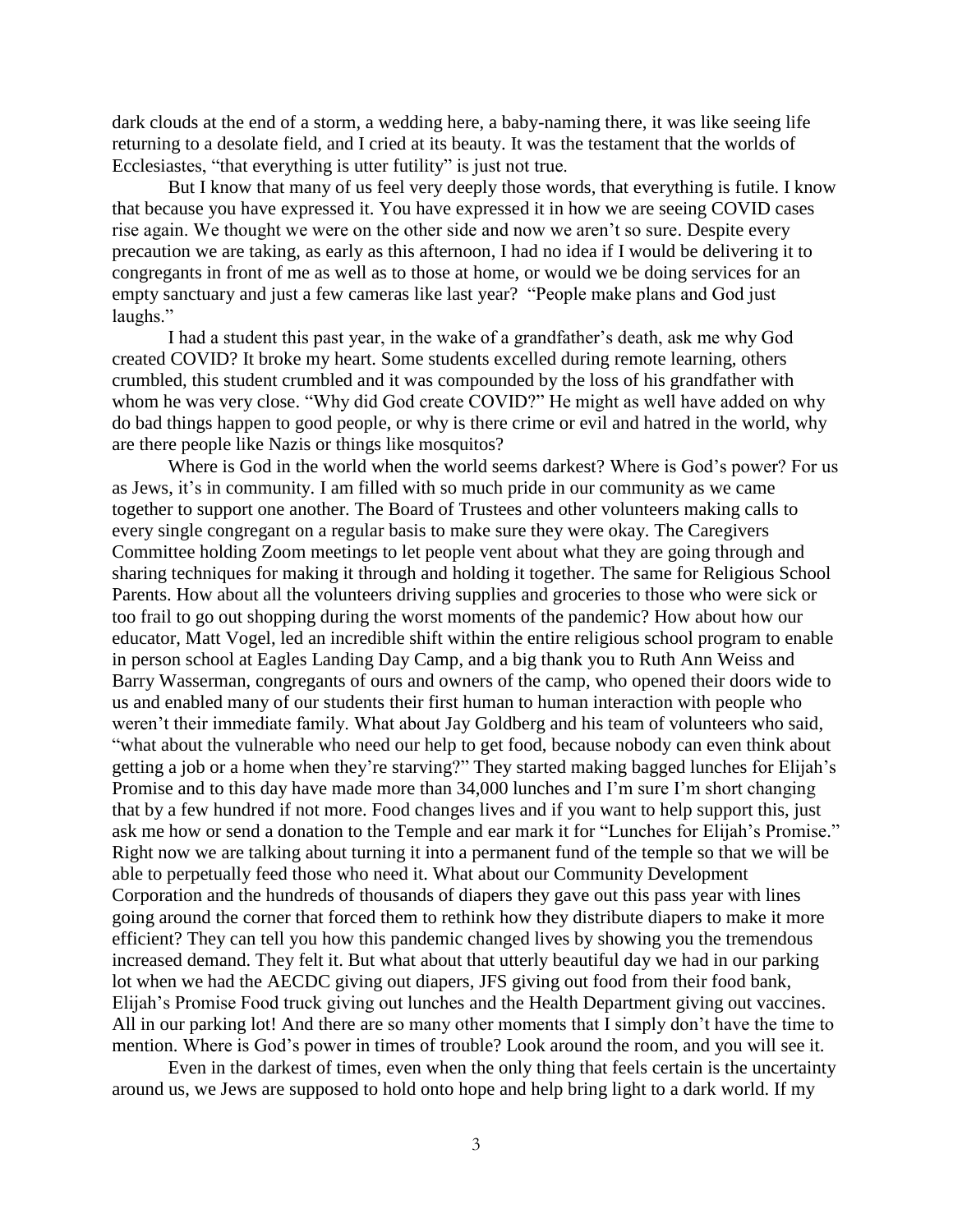dark clouds at the end of a storm, a wedding here, a baby-naming there, it was like seeing life returning to a desolate field, and I cried at its beauty. It was the testament that the worlds of Ecclesiastes, "that everything is utter futility" is just not true.

But I know that many of us feel very deeply those words, that everything is futile. I know that because you have expressed it. You have expressed it in how we are seeing COVID cases rise again. We thought we were on the other side and now we aren't so sure. Despite every precaution we are taking, as early as this afternoon, I had no idea if I would be delivering it to congregants in front of me as well as to those at home, or would we be doing services for an empty sanctuary and just a few cameras like last year? "People make plans and God just laughs."

I had a student this past year, in the wake of a grandfather's death, ask me why God created COVID? It broke my heart. Some students excelled during remote learning, others crumbled, this student crumbled and it was compounded by the loss of his grandfather with whom he was very close. "Why did God create COVID?" He might as well have added on why do bad things happen to good people, or why is there crime or evil and hatred in the world, why are there people like Nazis or things like mosquitos?

Where is God in the world when the world seems darkest? Where is God's power? For us as Jews, it's in community. I am filled with so much pride in our community as we came together to support one another. The Board of Trustees and other volunteers making calls to every single congregant on a regular basis to make sure they were okay. The Caregivers Committee holding Zoom meetings to let people vent about what they are going through and sharing techniques for making it through and holding it together. The same for Religious School Parents. How about all the volunteers driving supplies and groceries to those who were sick or too frail to go out shopping during the worst moments of the pandemic? How about how our educator, Matt Vogel, led an incredible shift within the entire religious school program to enable in person school at Eagles Landing Day Camp, and a big thank you to Ruth Ann Weiss and Barry Wasserman, congregants of ours and owners of the camp, who opened their doors wide to us and enabled many of our students their first human to human interaction with people who weren't their immediate family. What about Jay Goldberg and his team of volunteers who said, "what about the vulnerable who need our help to get food, because nobody can even think about getting a job or a home when they're starving?" They started making bagged lunches for Elijah's Promise and to this day have made more than 34,000 lunches and I'm sure I'm short changing that by a few hundred if not more. Food changes lives and if you want to help support this, just ask me how or send a donation to the Temple and ear mark it for "Lunches for Elijah's Promise." Right now we are talking about turning it into a permanent fund of the temple so that we will be able to perpetually feed those who need it. What about our Community Development Corporation and the hundreds of thousands of diapers they gave out this pass year with lines going around the corner that forced them to rethink how they distribute diapers to make it more efficient? They can tell you how this pandemic changed lives by showing you the tremendous increased demand. They felt it. But what about that utterly beautiful day we had in our parking lot when we had the AECDC giving out diapers, JFS giving out food from their food bank, Elijah's Promise Food truck giving out lunches and the Health Department giving out vaccines. All in our parking lot! And there are so many other moments that I simply don't have the time to mention. Where is God's power in times of trouble? Look around the room, and you will see it.

Even in the darkest of times, even when the only thing that feels certain is the uncertainty around us, we Jews are supposed to hold onto hope and help bring light to a dark world. If my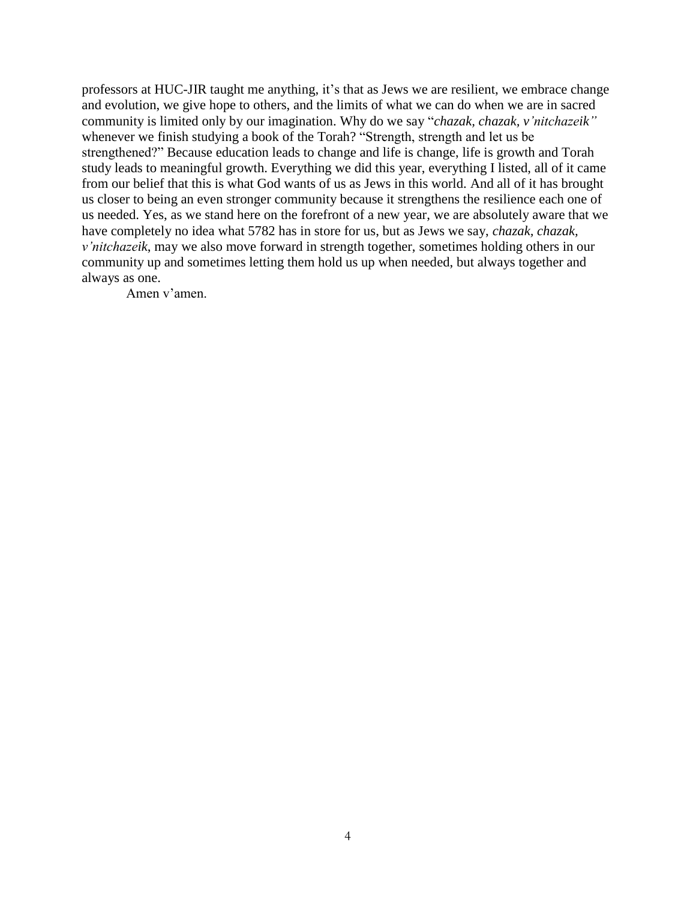professors at HUC-JIR taught me anything, it's that as Jews we are resilient, we embrace change and evolution, we give hope to others, and the limits of what we can do when we are in sacred community is limited only by our imagination. Why do we say "*chazak, chazak, v'nitchazeik"* whenever we finish studying a book of the Torah? "Strength, strength and let us be strengthened?" Because education leads to change and life is change, life is growth and Torah study leads to meaningful growth. Everything we did this year, everything I listed, all of it came from our belief that this is what God wants of us as Jews in this world. And all of it has brought us closer to being an even stronger community because it strengthens the resilience each one of us needed. Yes, as we stand here on the forefront of a new year, we are absolutely aware that we have completely no idea what 5782 has in store for us, but as Jews we say, *chazak, chazak, v'nitchazeik*, may we also move forward in strength together, sometimes holding others in our community up and sometimes letting them hold us up when needed, but always together and always as one.

Amen v'amen.